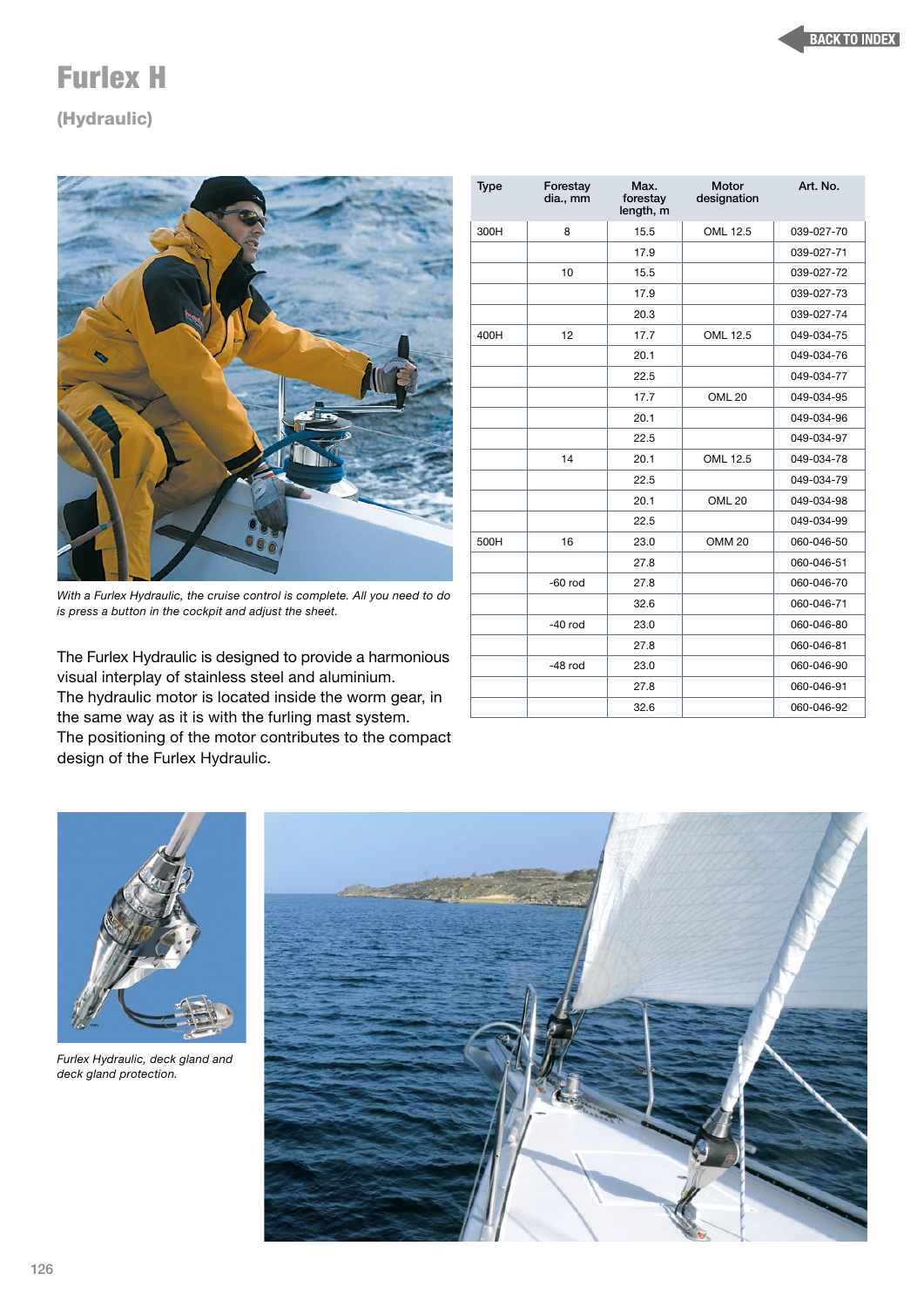# Furlex H

## (Hydraulic)

*With a Furlex Hydraulic, the cruise control is complete. All you need to do is press a button in the cockpit and adjust the sheet.*

The Furlex Hydraulic is designed to provide a harmonious visual interplay of stainless steel and aluminium.
The hydraulic motor is located inside the worm gear, in the same way as it is with the furling mast system.
The positioning of the motor contributes to the compact design of the Furlex Hydraulic.

| Type | Forestay dia., mm | Max. forestay length, m | Motor designation | Art. No. |
|---|---|---|---|---|
| 300H | 8 | 15.5 | OML 12.5 | 039-027-70 |
| | | 17.9 | | 039-027-71 |
| | 10 | 15.5 | | 039-027-72 |
| | | 17.9 | | 039-027-73 |
| | | 20.3 | | 039-027-74 |
| 400H | 12 | 17.7 | OML 12.5 | 049-034-75 |
| | | 20.1 | | 049-034-76 |
| | | 22.5 | | 049-034-77 |
| | | 17.7 | OML 20 | 049-034-95 |
| | | 20.1 | | 049-034-96 |
| | | 22.5 | | 049-034-97 |
| | 14 | 20.1 | OML 12.5 | 049-034-78 |
| | | 22.5 | | 049-034-79 |
| | | 20.1 | OML 20 | 049-034-98 |
| | | 22.5 | | 049-034-99 |
| 500H | 16 | 23.0 | OMM 20 | 060-046-50 |
| | | 27.8 | | 060-046-51 |
| | -60 rod | 27.8 | | 060-046-70 |
| | | 32.6 | | 060-046-71 |
| | -40 rod | 23.0 | | 060-046-80 |
| | | 27.8 | | 060-046-81 |
| | -48 rod | 23.0 | | 060-046-90 |
| | | 27.8 | | 060-046-91 |
| | | 32.6 | | 060-046-92 |

*Furlex Hydraulic, deck gland and deck gland protection.*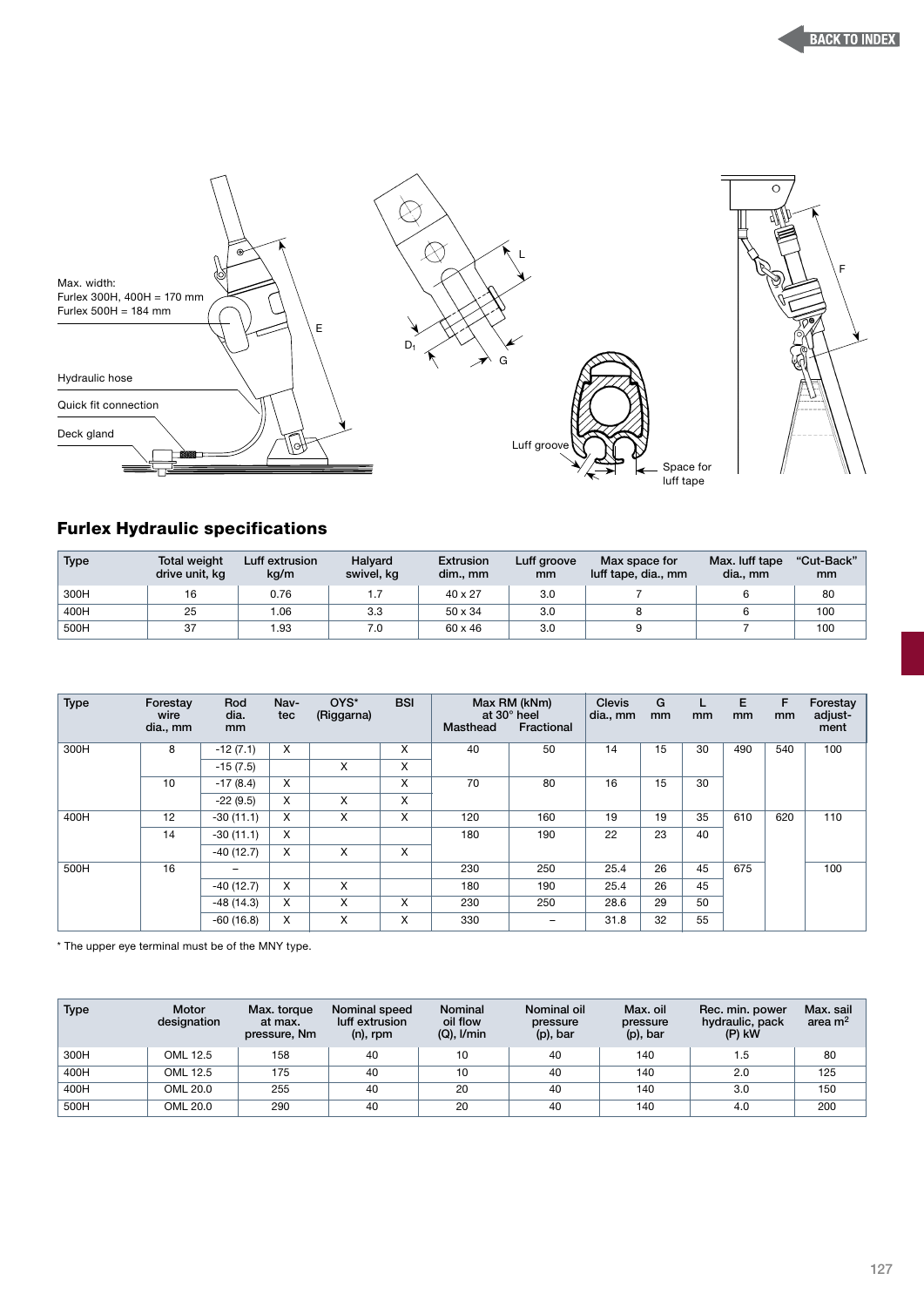BACK TO INDEX

Max. width:
Furlex 300H, 400H = 170 mm
Furlex 500H = 184 mm

Hydraulic hose

Quick fit connection

Deck gland

E

L

$D_1$

G

Luff groove

Space for luff tape

F

## Furlex Hydraulic specifications

| Type | Total weight drive unit, kg | Luff extrusion kg/m | Halyard swivel, kg | Extrusion dim., mm | Luff groove mm | Max space for luff tape, dia., mm | Max. luff tape dia., mm | "Cut-Back" mm |
|---|---|---|---|---|---|---|---|---|
| 300H | 16 | 0.76 | 1.7 | 40 x 27 | 3.0 | 7 | 6 | 80 |
| 400H | 25 | 1.06 | 3.3 | 50 x 34 | 3.0 | 8 | 6 | 100 |
| 500H | 37 | 1.93 | 7.0 | 60 x 46 | 3.0 | 9 | 7 | 100 |

| Type | Forestay wire dia., mm | Rod dia. mm | Nav-tec | OYS* (Riggarna) | BSI | Max RM (kNm) at 30° heel Masthead | Fractional | Clevis dia., mm | G mm | L mm | E mm | F mm | Forestay adjust-ment |
|---|---|---|---|---|---|---|---|---|---|---|---|---|---|
| 300H | 8 | -12 (7.1) | X | | X | 40 | 50 | 14 | 15 | 30 | 490 | 540 | 100 |
| | | -15 (7.5) | | X | X | | | | | | | | |
| | 10 | -17 (8.4) | X | | X | 70 | 80 | 16 | 15 | 30 | | | |
| | | -22 (9.5) | X | X | X | | | | | | | | |
| 400H | 12 | -30 (11.1) | X | X | X | 120 | 160 | 19 | 19 | 35 | 610 | 620 | 110 |
| | 14 | -30 (11.1) | X | | | 180 | 190 | 22 | 23 | 40 | | | |
| | | -40 (12.7) | X | X | X | | | | | | | | |
| 500H | 16 | – | | | | 230 | 250 | 25.4 | 26 | 45 | 675 | | 100 |
| | | -40 (12.7) | X | X | | 180 | 190 | 25.4 | 26 | 45 | | | |
| | | -48 (14.3) | X | X | X | 230 | 250 | 28.6 | 29 | 50 | | | |
| | | -60 (16.8) | X | X | X | 330 | – | 31.8 | 32 | 55 | | | |

* The upper eye terminal must be of the MNY type.

| Type | Motor designation | Max. torque at max. pressure, Nm | Nominal speed luff extrusion (n), rpm | Nominal oil flow (Q), l/min | Nominal oil pressure (p), bar | Max. oil pressure (p), bar | Rec. min. power hydraulic, pack (P) kW | Max. sail area $m^2$ |
|---|---|---|---|---|---|---|---|---|
| 300H | OML 12.5 | 158 | 40 | 10 | 40 | 140 | 1.5 | 80 |
| 400H | OML 12.5 | 175 | 40 | 10 | 40 | 140 | 2.0 | 125 |
| 400H | OML 20.0 | 255 | 40 | 20 | 40 | 140 | 3.0 | 150 |
| 500H | OML 20.0 | 290 | 40 | 20 | 40 | 140 | 4.0 | 200 |